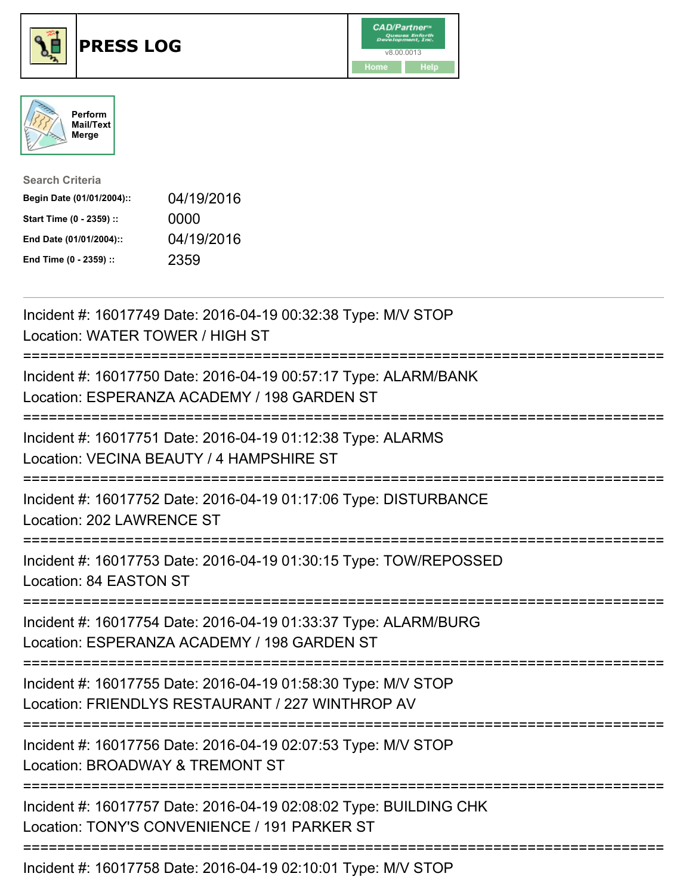# PRESS LOG

CAD/Partner v8.00.0013

Home | Help

Perform Mail/Text Merge

**Search Criteria**

| | |
|---|---|
| **Begin Date (01/01/2004)::** | 04/19/2016 |
| **Start Time (0 - 2359) ::** | 0000 |
| **End Date (01/01/2004)::** | 04/19/2016 |
| **End Time (0 - 2359) ::** | 2359 |

---

Incident #: 16017749 Date: 2016-04-19 00:32:38 Type: M/V STOP
Location: WATER TOWER / HIGH ST

===========================================================================

Incident #: 16017750 Date: 2016-04-19 00:57:17 Type: ALARM/BANK
Location: ESPERANZA ACADEMY / 198 GARDEN ST

===========================================================================

Incident #: 16017751 Date: 2016-04-19 01:12:38 Type: ALARMS
Location: VECINA BEAUTY / 4 HAMPSHIRE ST

===========================================================================

Incident #: 16017752 Date: 2016-04-19 01:17:06 Type: DISTURBANCE
Location: 202 LAWRENCE ST

===========================================================================

Incident #: 16017753 Date: 2016-04-19 01:30:15 Type: TOW/REPOSSED
Location: 84 EASTON ST

===========================================================================

Incident #: 16017754 Date: 2016-04-19 01:33:37 Type: ALARM/BURG
Location: ESPERANZA ACADEMY / 198 GARDEN ST

===========================================================================

Incident #: 16017755 Date: 2016-04-19 01:58:30 Type: M/V STOP
Location: FRIENDLYS RESTAURANT / 227 WINTHROP AV

===========================================================================

Incident #: 16017756 Date: 2016-04-19 02:07:53 Type: M/V STOP
Location: BROADWAY & TREMONT ST

===========================================================================

Incident #: 16017757 Date: 2016-04-19 02:08:02 Type: BUILDING CHK
Location: TONY'S CONVENIENCE / 191 PARKER ST

===========================================================================

Incident #: 16017758 Date: 2016-04-19 02:10:01 Type: M/V STOP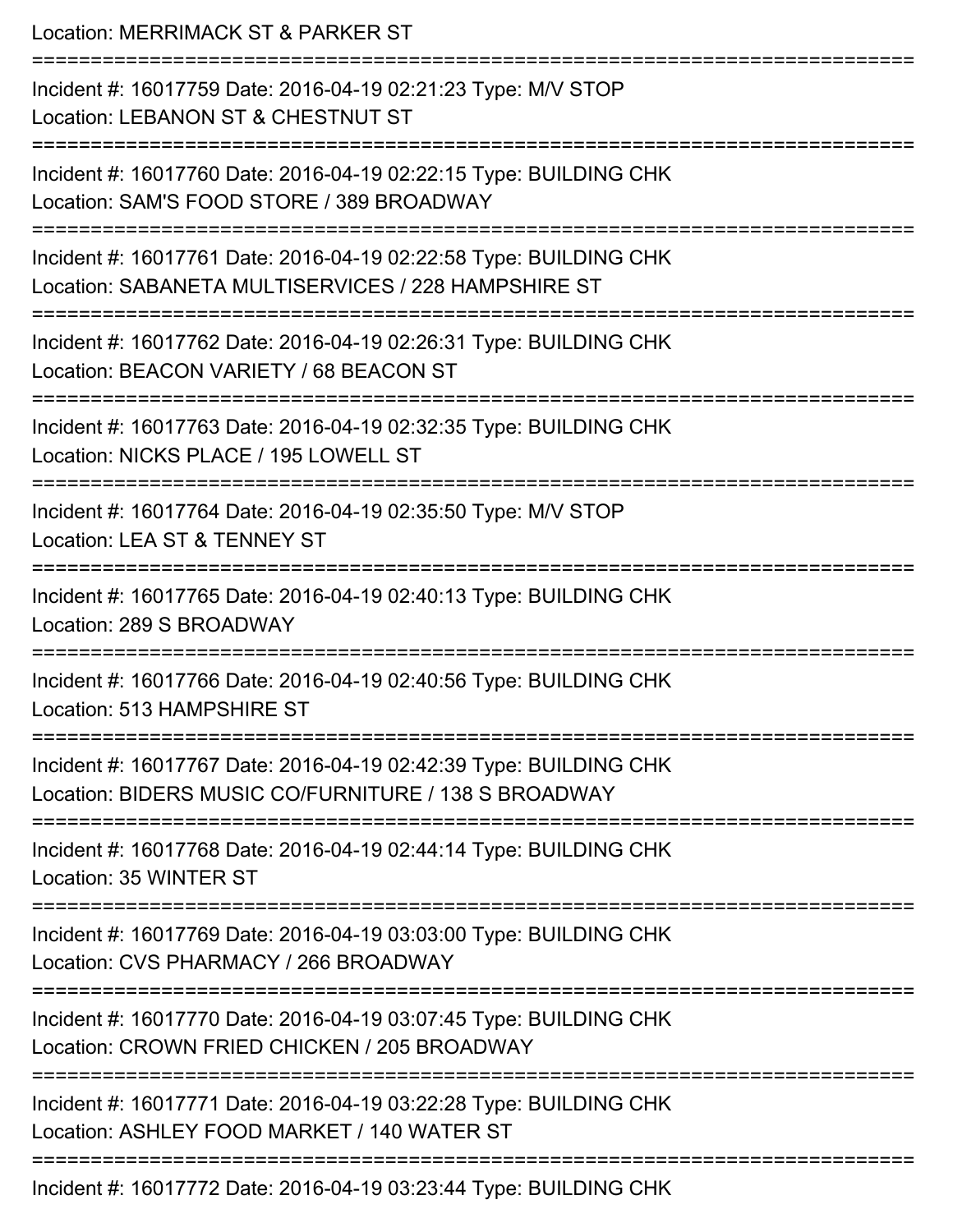Location: MERRIMACK ST & PARKER ST

===========================================================================

Incident #: 16017759 Date: 2016-04-19 02:21:23 Type: M/V STOP
Location: LEBANON ST & CHESTNUT ST

===========================================================================

Incident #: 16017760 Date: 2016-04-19 02:22:15 Type: BUILDING CHK
Location: SAM'S FOOD STORE / 389 BROADWAY

===========================================================================

Incident #: 16017761 Date: 2016-04-19 02:22:58 Type: BUILDING CHK
Location: SABANETA MULTISERVICES / 228 HAMPSHIRE ST

===========================================================================

Incident #: 16017762 Date: 2016-04-19 02:26:31 Type: BUILDING CHK
Location: BEACON VARIETY / 68 BEACON ST

===========================================================================

Incident #: 16017763 Date: 2016-04-19 02:32:35 Type: BUILDING CHK
Location: NICKS PLACE / 195 LOWELL ST

===========================================================================

Incident #: 16017764 Date: 2016-04-19 02:35:50 Type: M/V STOP
Location: LEA ST & TENNEY ST

===========================================================================

Incident #: 16017765 Date: 2016-04-19 02:40:13 Type: BUILDING CHK
Location: 289 S BROADWAY

===========================================================================

Incident #: 16017766 Date: 2016-04-19 02:40:56 Type: BUILDING CHK
Location: 513 HAMPSHIRE ST

===========================================================================

Incident #: 16017767 Date: 2016-04-19 02:42:39 Type: BUILDING CHK
Location: BIDERS MUSIC CO/FURNITURE / 138 S BROADWAY

===========================================================================

Incident #: 16017768 Date: 2016-04-19 02:44:14 Type: BUILDING CHK
Location: 35 WINTER ST

===========================================================================

Incident #: 16017769 Date: 2016-04-19 03:03:00 Type: BUILDING CHK
Location: CVS PHARMACY / 266 BROADWAY

===========================================================================

Incident #: 16017770 Date: 2016-04-19 03:07:45 Type: BUILDING CHK
Location: CROWN FRIED CHICKEN / 205 BROADWAY

===========================================================================

Incident #: 16017771 Date: 2016-04-19 03:22:28 Type: BUILDING CHK
Location: ASHLEY FOOD MARKET / 140 WATER ST

===========================================================================

Incident #: 16017772 Date: 2016-04-19 03:23:44 Type: BUILDING CHK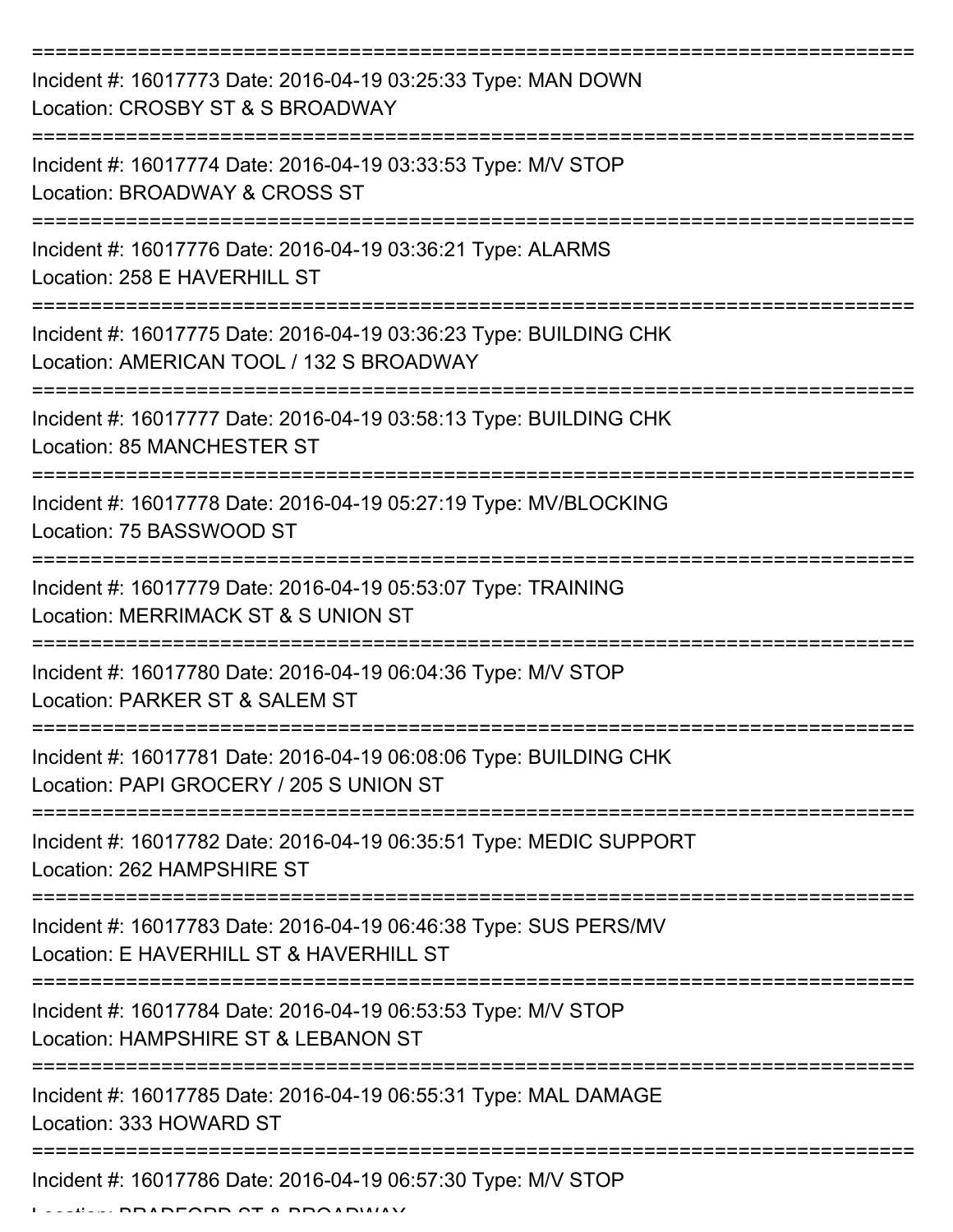===========================================================================

Incident #: 16017773 Date: 2016-04-19 03:25:33 Type: MAN DOWN
Location: CROSBY ST & S BROADWAY

===========================================================================

Incident #: 16017774 Date: 2016-04-19 03:33:53 Type: M/V STOP
Location: BROADWAY & CROSS ST

===========================================================================

Incident #: 16017776 Date: 2016-04-19 03:36:21 Type: ALARMS
Location: 258 E HAVERHILL ST

===========================================================================

Incident #: 16017775 Date: 2016-04-19 03:36:23 Type: BUILDING CHK
Location: AMERICAN TOOL / 132 S BROADWAY

===========================================================================

Incident #: 16017777 Date: 2016-04-19 03:58:13 Type: BUILDING CHK
Location: 85 MANCHESTER ST

===========================================================================

Incident #: 16017778 Date: 2016-04-19 05:27:19 Type: MV/BLOCKING
Location: 75 BASSWOOD ST

===========================================================================

Incident #: 16017779 Date: 2016-04-19 05:53:07 Type: TRAINING
Location: MERRIMACK ST & S UNION ST

===========================================================================

Incident #: 16017780 Date: 2016-04-19 06:04:36 Type: M/V STOP
Location: PARKER ST & SALEM ST

===========================================================================

Incident #: 16017781 Date: 2016-04-19 06:08:06 Type: BUILDING CHK
Location: PAPI GROCERY / 205 S UNION ST

===========================================================================

Incident #: 16017782 Date: 2016-04-19 06:35:51 Type: MEDIC SUPPORT
Location: 262 HAMPSHIRE ST

===========================================================================

Incident #: 16017783 Date: 2016-04-19 06:46:38 Type: SUS PERS/MV
Location: E HAVERHILL ST & HAVERHILL ST

===========================================================================

Incident #: 16017784 Date: 2016-04-19 06:53:53 Type: M/V STOP
Location: HAMPSHIRE ST & LEBANON ST

===========================================================================

Incident #: 16017785 Date: 2016-04-19 06:55:31 Type: MAL DAMAGE
Location: 333 HOWARD ST

===========================================================================

Incident #: 16017786 Date: 2016-04-19 06:57:30 Type: M/V STOP
Location: BRADFORD ST & BROADWAY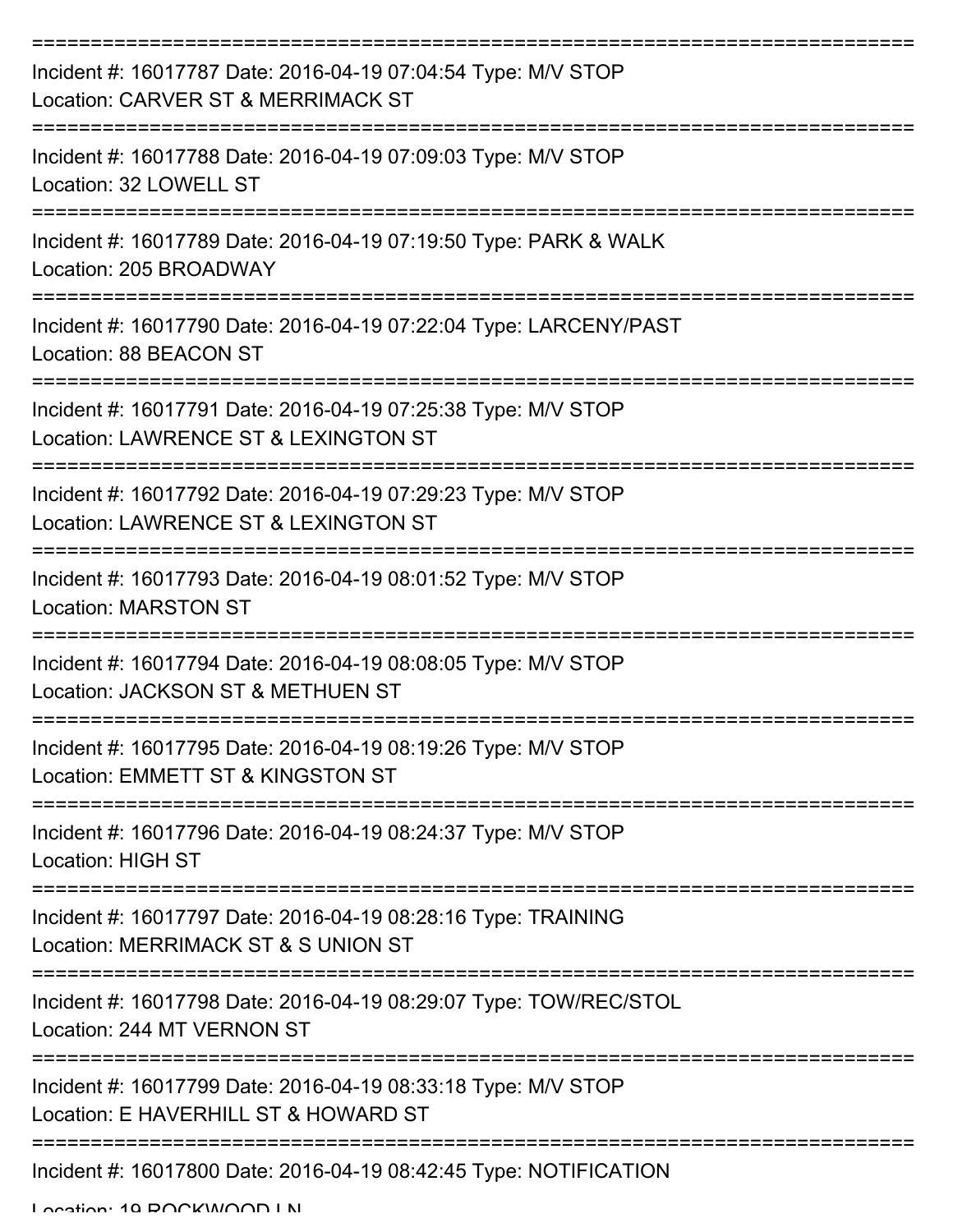===========================================================================

Incident #: 16017787 Date: 2016-04-19 07:04:54 Type: M/V STOP
Location: CARVER ST & MERRIMACK ST

===========================================================================

Incident #: 16017788 Date: 2016-04-19 07:09:03 Type: M/V STOP
Location: 32 LOWELL ST

===========================================================================

Incident #: 16017789 Date: 2016-04-19 07:19:50 Type: PARK & WALK
Location: 205 BROADWAY

===========================================================================

Incident #: 16017790 Date: 2016-04-19 07:22:04 Type: LARCENY/PAST
Location: 88 BEACON ST

===========================================================================

Incident #: 16017791 Date: 2016-04-19 07:25:38 Type: M/V STOP
Location: LAWRENCE ST & LEXINGTON ST

===========================================================================

Incident #: 16017792 Date: 2016-04-19 07:29:23 Type: M/V STOP
Location: LAWRENCE ST & LEXINGTON ST

===========================================================================

Incident #: 16017793 Date: 2016-04-19 08:01:52 Type: M/V STOP
Location: MARSTON ST

===========================================================================

Incident #: 16017794 Date: 2016-04-19 08:08:05 Type: M/V STOP
Location: JACKSON ST & METHUEN ST

===========================================================================

Incident #: 16017795 Date: 2016-04-19 08:19:26 Type: M/V STOP
Location: EMMETT ST & KINGSTON ST

===========================================================================

Incident #: 16017796 Date: 2016-04-19 08:24:37 Type: M/V STOP
Location: HIGH ST

===========================================================================

Incident #: 16017797 Date: 2016-04-19 08:28:16 Type: TRAINING
Location: MERRIMACK ST & S UNION ST

===========================================================================

Incident #: 16017798 Date: 2016-04-19 08:29:07 Type: TOW/REC/STOL
Location: 244 MT VERNON ST

===========================================================================

Incident #: 16017799 Date: 2016-04-19 08:33:18 Type: M/V STOP
Location: E HAVERHILL ST & HOWARD ST

===========================================================================

Incident #: 16017800 Date: 2016-04-19 08:42:45 Type: NOTIFICATION
Location: 19 ROCKWOOD LN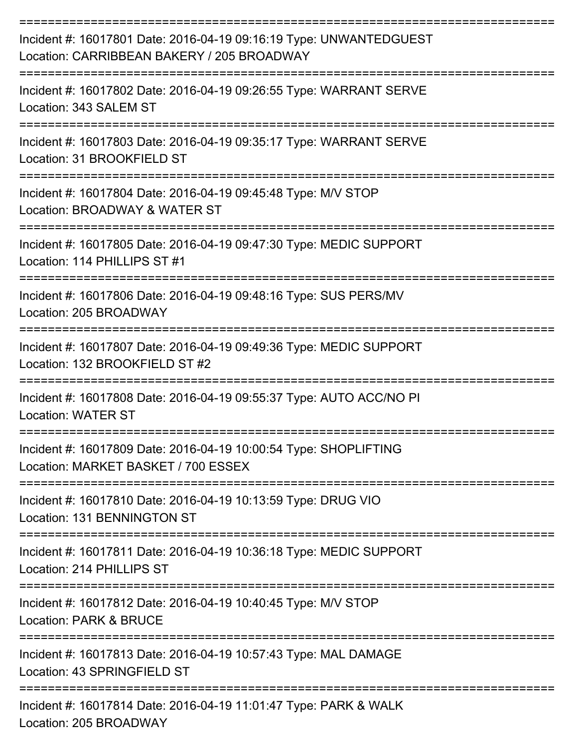===========================================================================

Incident #: 16017801 Date: 2016-04-19 09:16:19 Type: UNWANTEDGUEST
Location: CARRIBBEAN BAKERY / 205 BROADWAY

===========================================================================

Incident #: 16017802 Date: 2016-04-19 09:26:55 Type: WARRANT SERVE
Location: 343 SALEM ST

===========================================================================

Incident #: 16017803 Date: 2016-04-19 09:35:17 Type: WARRANT SERVE
Location: 31 BROOKFIELD ST

===========================================================================

Incident #: 16017804 Date: 2016-04-19 09:45:48 Type: M/V STOP
Location: BROADWAY & WATER ST

===========================================================================

Incident #: 16017805 Date: 2016-04-19 09:47:30 Type: MEDIC SUPPORT
Location: 114 PHILLIPS ST #1

===========================================================================

Incident #: 16017806 Date: 2016-04-19 09:48:16 Type: SUS PERS/MV
Location: 205 BROADWAY

===========================================================================

Incident #: 16017807 Date: 2016-04-19 09:49:36 Type: MEDIC SUPPORT
Location: 132 BROOKFIELD ST #2

===========================================================================

Incident #: 16017808 Date: 2016-04-19 09:55:37 Type: AUTO ACC/NO PI
Location: WATER ST

===========================================================================

Incident #: 16017809 Date: 2016-04-19 10:00:54 Type: SHOPLIFTING
Location: MARKET BASKET / 700 ESSEX

===========================================================================

Incident #: 16017810 Date: 2016-04-19 10:13:59 Type: DRUG VIO
Location: 131 BENNINGTON ST

===========================================================================

Incident #: 16017811 Date: 2016-04-19 10:36:18 Type: MEDIC SUPPORT
Location: 214 PHILLIPS ST

===========================================================================

Incident #: 16017812 Date: 2016-04-19 10:40:45 Type: M/V STOP
Location: PARK & BRUCE

===========================================================================

Incident #: 16017813 Date: 2016-04-19 10:57:43 Type: MAL DAMAGE
Location: 43 SPRINGFIELD ST

===========================================================================

Incident #: 16017814 Date: 2016-04-19 11:01:47 Type: PARK & WALK
Location: 205 BROADWAY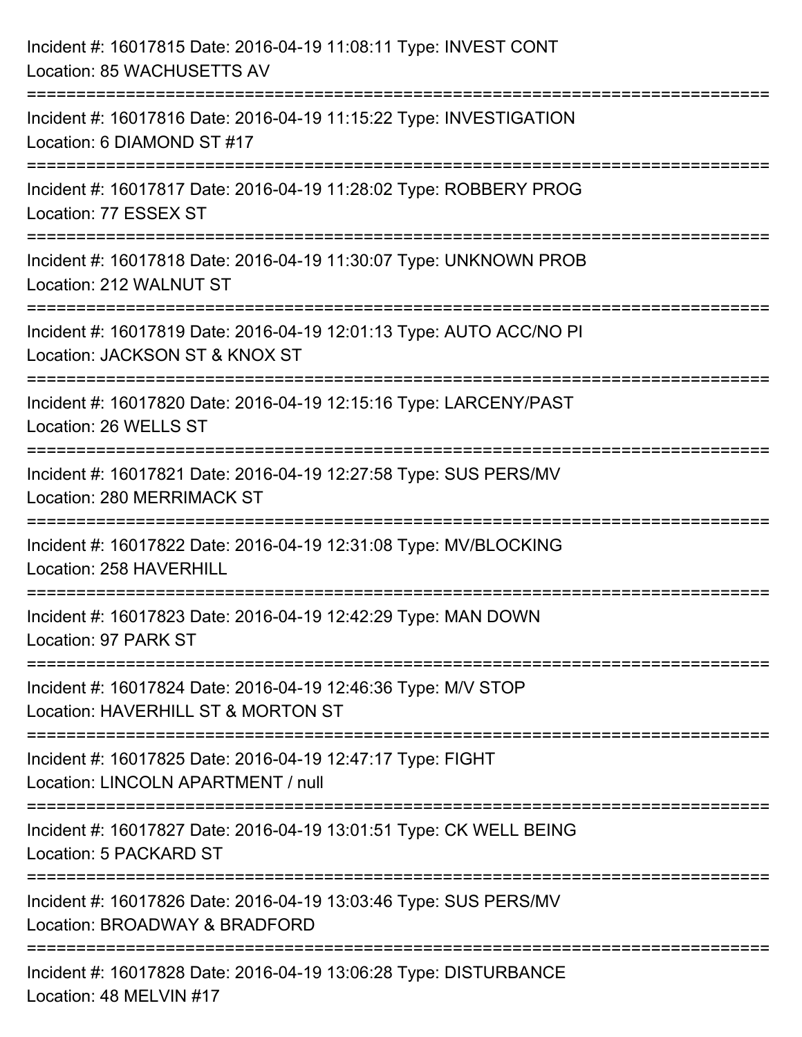Incident #: 16017815 Date: 2016-04-19 11:08:11 Type: INVEST CONT
Location: 85 WACHUSETTS AV

===========================================================================

Incident #: 16017816 Date: 2016-04-19 11:15:22 Type: INVESTIGATION
Location: 6 DIAMOND ST #17

===========================================================================

Incident #: 16017817 Date: 2016-04-19 11:28:02 Type: ROBBERY PROG
Location: 77 ESSEX ST

===========================================================================

Incident #: 16017818 Date: 2016-04-19 11:30:07 Type: UNKNOWN PROB
Location: 212 WALNUT ST

===========================================================================

Incident #: 16017819 Date: 2016-04-19 12:01:13 Type: AUTO ACC/NO PI
Location: JACKSON ST & KNOX ST

===========================================================================

Incident #: 16017820 Date: 2016-04-19 12:15:16 Type: LARCENY/PAST
Location: 26 WELLS ST

===========================================================================

Incident #: 16017821 Date: 2016-04-19 12:27:58 Type: SUS PERS/MV
Location: 280 MERRIMACK ST

===========================================================================

Incident #: 16017822 Date: 2016-04-19 12:31:08 Type: MV/BLOCKING
Location: 258 HAVERHILL

===========================================================================

Incident #: 16017823 Date: 2016-04-19 12:42:29 Type: MAN DOWN
Location: 97 PARK ST

===========================================================================

Incident #: 16017824 Date: 2016-04-19 12:46:36 Type: M/V STOP
Location: HAVERHILL ST & MORTON ST

===========================================================================

Incident #: 16017825 Date: 2016-04-19 12:47:17 Type: FIGHT
Location: LINCOLN APARTMENT / null

===========================================================================

Incident #: 16017827 Date: 2016-04-19 13:01:51 Type: CK WELL BEING
Location: 5 PACKARD ST

===========================================================================

Incident #: 16017826 Date: 2016-04-19 13:03:46 Type: SUS PERS/MV
Location: BROADWAY & BRADFORD

===========================================================================

Incident #: 16017828 Date: 2016-04-19 13:06:28 Type: DISTURBANCE
Location: 48 MELVIN #17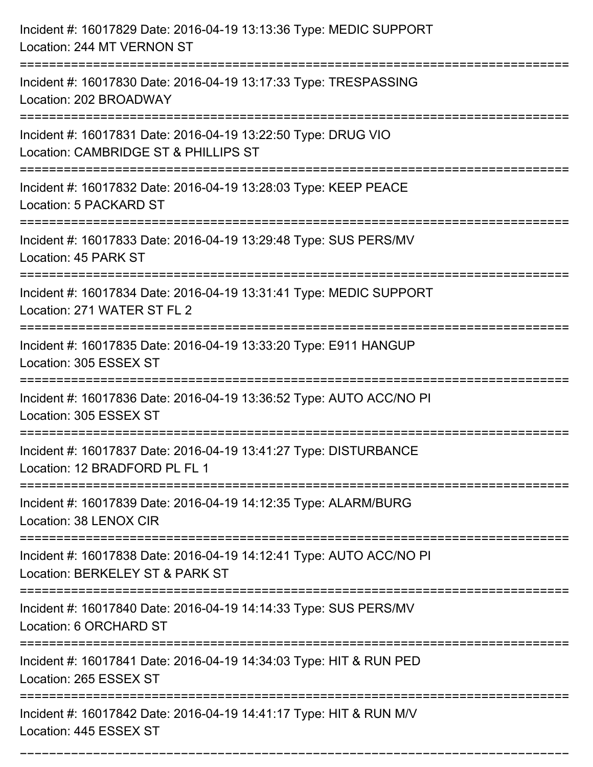Incident #: 16017829 Date: 2016-04-19 13:13:36 Type: MEDIC SUPPORT
Location: 244 MT VERNON ST

===========================================================================

Incident #: 16017830 Date: 2016-04-19 13:17:33 Type: TRESPASSING
Location: 202 BROADWAY

===========================================================================

Incident #: 16017831 Date: 2016-04-19 13:22:50 Type: DRUG VIO
Location: CAMBRIDGE ST & PHILLIPS ST

===========================================================================

Incident #: 16017832 Date: 2016-04-19 13:28:03 Type: KEEP PEACE
Location: 5 PACKARD ST

===========================================================================

Incident #: 16017833 Date: 2016-04-19 13:29:48 Type: SUS PERS/MV
Location: 45 PARK ST

===========================================================================

Incident #: 16017834 Date: 2016-04-19 13:31:41 Type: MEDIC SUPPORT
Location: 271 WATER ST FL 2

===========================================================================

Incident #: 16017835 Date: 2016-04-19 13:33:20 Type: E911 HANGUP
Location: 305 ESSEX ST

===========================================================================

Incident #: 16017836 Date: 2016-04-19 13:36:52 Type: AUTO ACC/NO PI
Location: 305 ESSEX ST

===========================================================================

Incident #: 16017837 Date: 2016-04-19 13:41:27 Type: DISTURBANCE
Location: 12 BRADFORD PL FL 1

===========================================================================

Incident #: 16017839 Date: 2016-04-19 14:12:35 Type: ALARM/BURG
Location: 38 LENOX CIR

===========================================================================

Incident #: 16017838 Date: 2016-04-19 14:12:41 Type: AUTO ACC/NO PI
Location: BERKELEY ST & PARK ST

===========================================================================

Incident #: 16017840 Date: 2016-04-19 14:14:33 Type: SUS PERS/MV
Location: 6 ORCHARD ST

===========================================================================

Incident #: 16017841 Date: 2016-04-19 14:34:03 Type: HIT & RUN PED
Location: 265 ESSEX ST

===========================================================================

Incident #: 16017842 Date: 2016-04-19 14:41:17 Type: HIT & RUN M/V
Location: 445 ESSEX ST

===========================================================================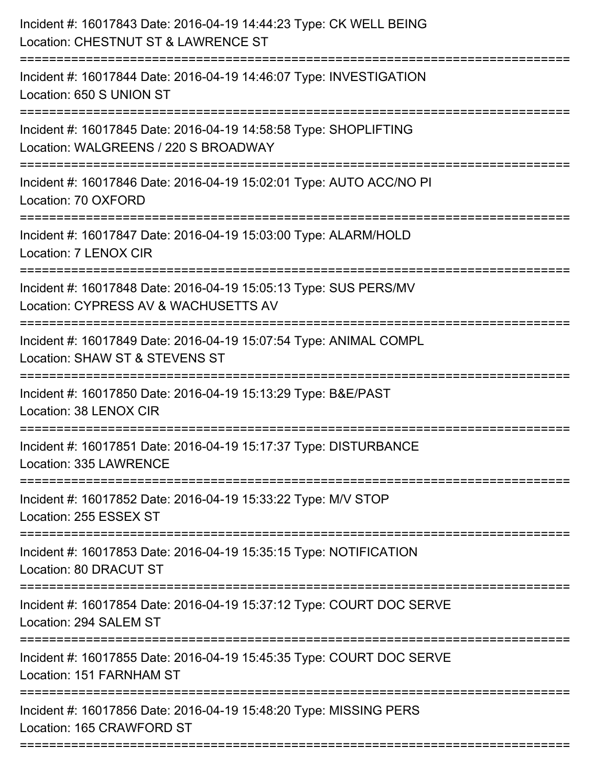Incident #: 16017843 Date: 2016-04-19 14:44:23 Type: CK WELL BEING
Location: CHESTNUT ST & LAWRENCE ST

===========================================================================

Incident #: 16017844 Date: 2016-04-19 14:46:07 Type: INVESTIGATION
Location: 650 S UNION ST

===========================================================================

Incident #: 16017845 Date: 2016-04-19 14:58:58 Type: SHOPLIFTING
Location: WALGREENS / 220 S BROADWAY

===========================================================================

Incident #: 16017846 Date: 2016-04-19 15:02:01 Type: AUTO ACC/NO PI
Location: 70 OXFORD

===========================================================================

Incident #: 16017847 Date: 2016-04-19 15:03:00 Type: ALARM/HOLD
Location: 7 LENOX CIR

===========================================================================

Incident #: 16017848 Date: 2016-04-19 15:05:13 Type: SUS PERS/MV
Location: CYPRESS AV & WACHUSETTS AV

===========================================================================

Incident #: 16017849 Date: 2016-04-19 15:07:54 Type: ANIMAL COMPL
Location: SHAW ST & STEVENS ST

===========================================================================

Incident #: 16017850 Date: 2016-04-19 15:13:29 Type: B&E/PAST
Location: 38 LENOX CIR

===========================================================================

Incident #: 16017851 Date: 2016-04-19 15:17:37 Type: DISTURBANCE
Location: 335 LAWRENCE

===========================================================================

Incident #: 16017852 Date: 2016-04-19 15:33:22 Type: M/V STOP
Location: 255 ESSEX ST

===========================================================================

Incident #: 16017853 Date: 2016-04-19 15:35:15 Type: NOTIFICATION
Location: 80 DRACUT ST

===========================================================================

Incident #: 16017854 Date: 2016-04-19 15:37:12 Type: COURT DOC SERVE
Location: 294 SALEM ST

===========================================================================

Incident #: 16017855 Date: 2016-04-19 15:45:35 Type: COURT DOC SERVE
Location: 151 FARNHAM ST

===========================================================================

Incident #: 16017856 Date: 2016-04-19 15:48:20 Type: MISSING PERS
Location: 165 CRAWFORD ST

===========================================================================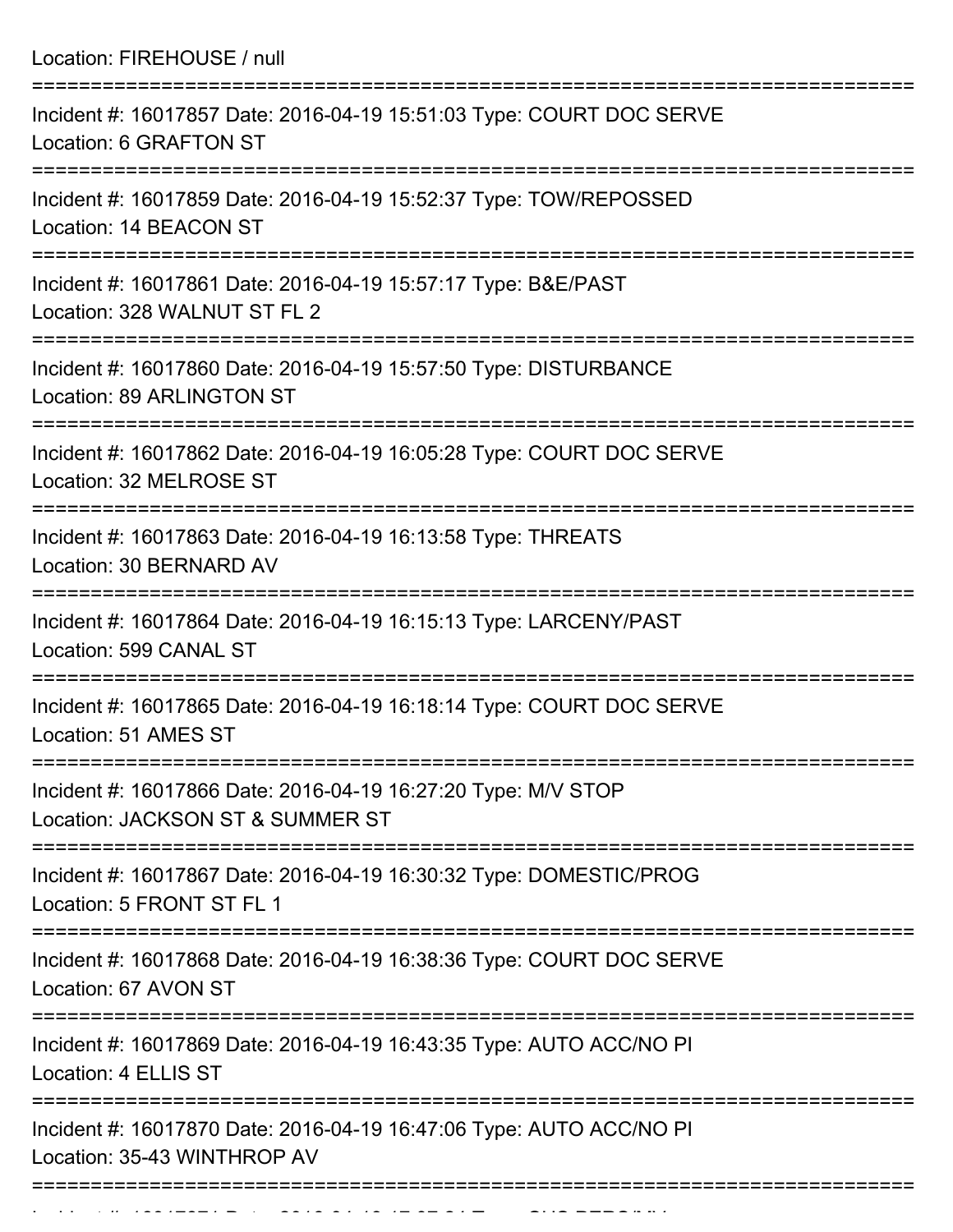Location: FIREHOUSE / null

===========================================================================

Incident #: 16017857 Date: 2016-04-19 15:51:03 Type: COURT DOC SERVE

Location: 6 GRAFTON ST

===========================================================================

Incident #: 16017859 Date: 2016-04-19 15:52:37 Type: TOW/REPOSSED

Location: 14 BEACON ST

===========================================================================

Incident #: 16017861 Date: 2016-04-19 15:57:17 Type: B&E/PAST

Location: 328 WALNUT ST FL 2

===========================================================================

Incident #: 16017860 Date: 2016-04-19 15:57:50 Type: DISTURBANCE

Location: 89 ARLINGTON ST

===========================================================================

Incident #: 16017862 Date: 2016-04-19 16:05:28 Type: COURT DOC SERVE

Location: 32 MELROSE ST

===========================================================================

Incident #: 16017863 Date: 2016-04-19 16:13:58 Type: THREATS

Location: 30 BERNARD AV

===========================================================================

Incident #: 16017864 Date: 2016-04-19 16:15:13 Type: LARCENY/PAST

Location: 599 CANAL ST

===========================================================================

Incident #: 16017865 Date: 2016-04-19 16:18:14 Type: COURT DOC SERVE

Location: 51 AMES ST

===========================================================================

Incident #: 16017866 Date: 2016-04-19 16:27:20 Type: M/V STOP

Location: JACKSON ST & SUMMER ST

===========================================================================

Incident #: 16017867 Date: 2016-04-19 16:30:32 Type: DOMESTIC/PROG

Location: 5 FRONT ST FL 1

===========================================================================

Incident #: 16017868 Date: 2016-04-19 16:38:36 Type: COURT DOC SERVE

Location: 67 AVON ST

===========================================================================

Incident #: 16017869 Date: 2016-04-19 16:43:35 Type: AUTO ACC/NO PI

Location: 4 ELLIS ST

===========================================================================

Incident #: 16017870 Date: 2016-04-19 16:47:06 Type: AUTO ACC/NO PI

Location: 35-43 WINTHROP AV

===========================================================================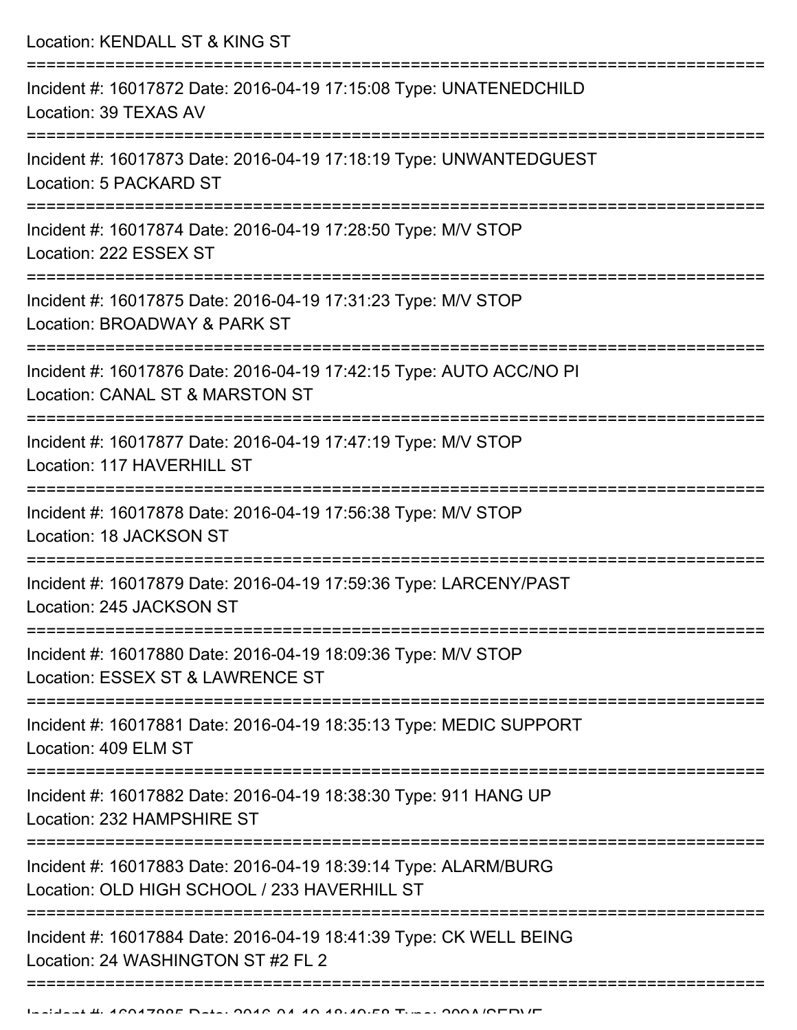Location: KENDALL ST & KING ST

===========================================================================

Incident #: 16017872 Date: 2016-04-19 17:15:08 Type: UNATENEDCHILD
Location: 39 TEXAS AV

===========================================================================

Incident #: 16017873 Date: 2016-04-19 17:18:19 Type: UNWANTEDGUEST
Location: 5 PACKARD ST

===========================================================================

Incident #: 16017874 Date: 2016-04-19 17:28:50 Type: M/V STOP
Location: 222 ESSEX ST

===========================================================================

Incident #: 16017875 Date: 2016-04-19 17:31:23 Type: M/V STOP
Location: BROADWAY & PARK ST

===========================================================================

Incident #: 16017876 Date: 2016-04-19 17:42:15 Type: AUTO ACC/NO PI
Location: CANAL ST & MARSTON ST

===========================================================================

Incident #: 16017877 Date: 2016-04-19 17:47:19 Type: M/V STOP
Location: 117 HAVERHILL ST

===========================================================================

Incident #: 16017878 Date: 2016-04-19 17:56:38 Type: M/V STOP
Location: 18 JACKSON ST

===========================================================================

Incident #: 16017879 Date: 2016-04-19 17:59:36 Type: LARCENY/PAST
Location: 245 JACKSON ST

===========================================================================

Incident #: 16017880 Date: 2016-04-19 18:09:36 Type: M/V STOP
Location: ESSEX ST & LAWRENCE ST

===========================================================================

Incident #: 16017881 Date: 2016-04-19 18:35:13 Type: MEDIC SUPPORT
Location: 409 ELM ST

===========================================================================

Incident #: 16017882 Date: 2016-04-19 18:38:30 Type: 911 HANG UP
Location: 232 HAMPSHIRE ST

===========================================================================

Incident #: 16017883 Date: 2016-04-19 18:39:14 Type: ALARM/BURG
Location: OLD HIGH SCHOOL / 233 HAVERHILL ST

===========================================================================

Incident #: 16017884 Date: 2016-04-19 18:41:39 Type: CK WELL BEING
Location: 24 WASHINGTON ST #2 FL 2

===========================================================================

Incident #: 16017885 Date: 2016-04-19 18:49:58 Type: 209A/SERVE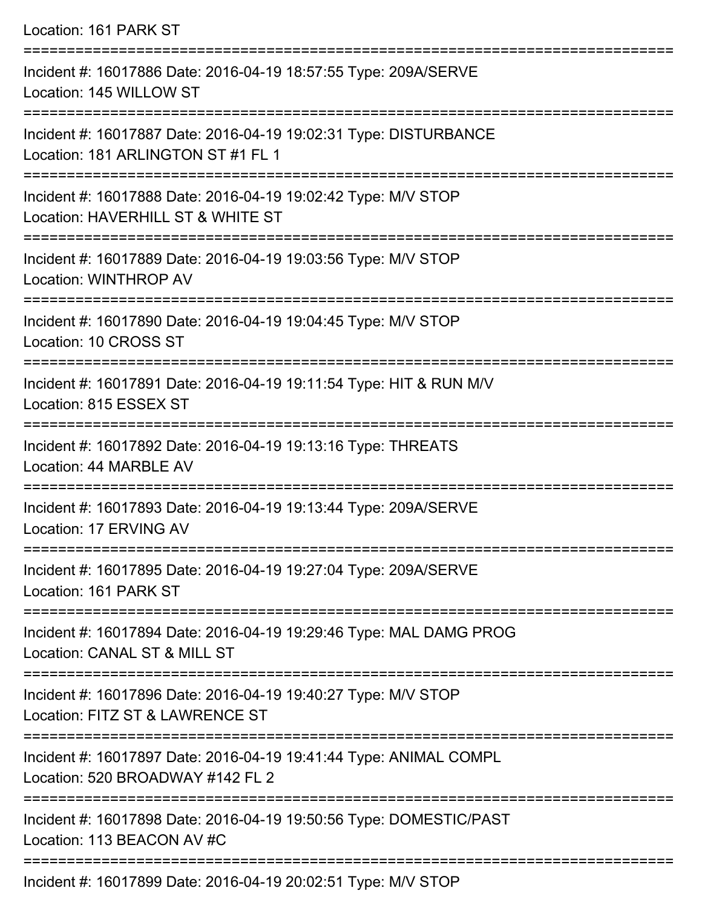Location: 161 PARK ST

===========================================================================

Incident #: 16017886 Date: 2016-04-19 18:57:55 Type: 209A/SERVE
Location: 145 WILLOW ST

===========================================================================

Incident #: 16017887 Date: 2016-04-19 19:02:31 Type: DISTURBANCE
Location: 181 ARLINGTON ST #1 FL 1

===========================================================================

Incident #: 16017888 Date: 2016-04-19 19:02:42 Type: M/V STOP
Location: HAVERHILL ST & WHITE ST

===========================================================================

Incident #: 16017889 Date: 2016-04-19 19:03:56 Type: M/V STOP
Location: WINTHROP AV

===========================================================================

Incident #: 16017890 Date: 2016-04-19 19:04:45 Type: M/V STOP
Location: 10 CROSS ST

===========================================================================

Incident #: 16017891 Date: 2016-04-19 19:11:54 Type: HIT & RUN M/V
Location: 815 ESSEX ST

===========================================================================

Incident #: 16017892 Date: 2016-04-19 19:13:16 Type: THREATS
Location: 44 MARBLE AV

===========================================================================

Incident #: 16017893 Date: 2016-04-19 19:13:44 Type: 209A/SERVE
Location: 17 ERVING AV

===========================================================================

Incident #: 16017895 Date: 2016-04-19 19:27:04 Type: 209A/SERVE
Location: 161 PARK ST

===========================================================================

Incident #: 16017894 Date: 2016-04-19 19:29:46 Type: MAL DAMG PROG
Location: CANAL ST & MILL ST

===========================================================================

Incident #: 16017896 Date: 2016-04-19 19:40:27 Type: M/V STOP
Location: FITZ ST & LAWRENCE ST

===========================================================================

Incident #: 16017897 Date: 2016-04-19 19:41:44 Type: ANIMAL COMPL
Location: 520 BROADWAY #142 FL 2

===========================================================================

Incident #: 16017898 Date: 2016-04-19 19:50:56 Type: DOMESTIC/PAST
Location: 113 BEACON AV #C

===========================================================================

Incident #: 16017899 Date: 2016-04-19 20:02:51 Type: M/V STOP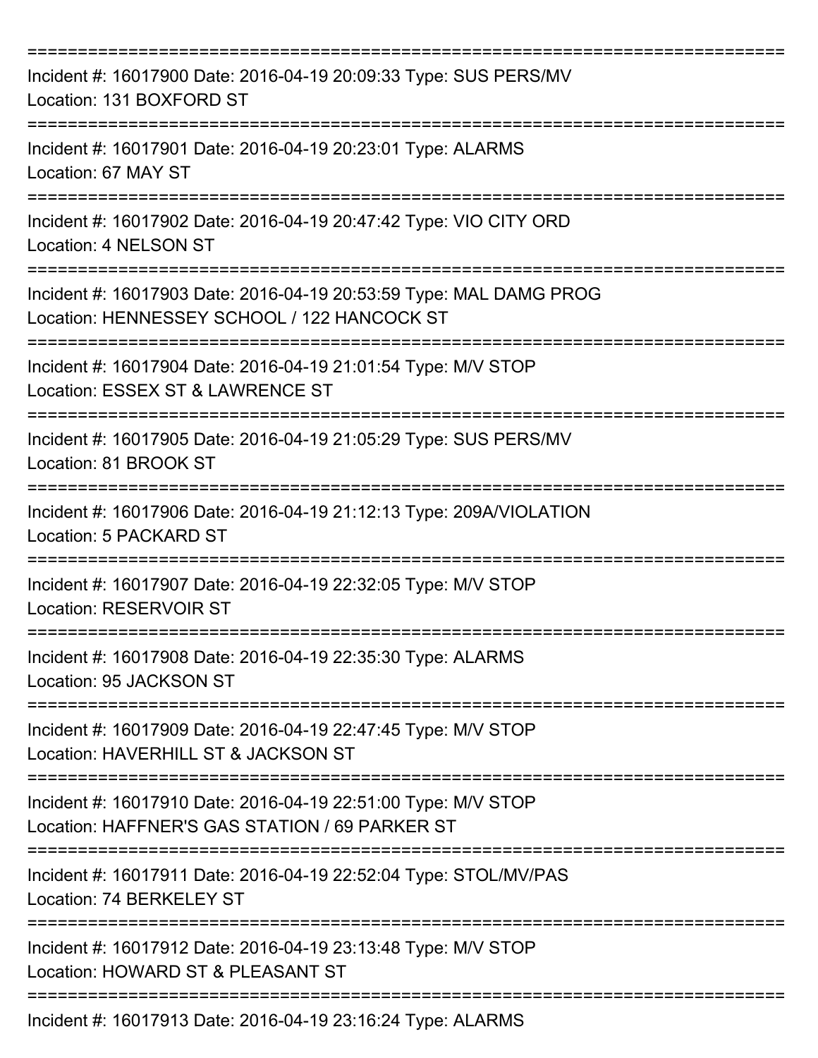===========================================================================

Incident #: 16017900 Date: 2016-04-19 20:09:33 Type: SUS PERS/MV
Location: 131 BOXFORD ST

===========================================================================

Incident #: 16017901 Date: 2016-04-19 20:23:01 Type: ALARMS
Location: 67 MAY ST

===========================================================================

Incident #: 16017902 Date: 2016-04-19 20:47:42 Type: VIO CITY ORD
Location: 4 NELSON ST

===========================================================================

Incident #: 16017903 Date: 2016-04-19 20:53:59 Type: MAL DAMG PROG
Location: HENNESSEY SCHOOL / 122 HANCOCK ST

===========================================================================

Incident #: 16017904 Date: 2016-04-19 21:01:54 Type: M/V STOP
Location: ESSEX ST & LAWRENCE ST

===========================================================================

Incident #: 16017905 Date: 2016-04-19 21:05:29 Type: SUS PERS/MV
Location: 81 BROOK ST

===========================================================================

Incident #: 16017906 Date: 2016-04-19 21:12:13 Type: 209A/VIOLATION
Location: 5 PACKARD ST

===========================================================================

Incident #: 16017907 Date: 2016-04-19 22:32:05 Type: M/V STOP
Location: RESERVOIR ST

===========================================================================

Incident #: 16017908 Date: 2016-04-19 22:35:30 Type: ALARMS
Location: 95 JACKSON ST

===========================================================================

Incident #: 16017909 Date: 2016-04-19 22:47:45 Type: M/V STOP
Location: HAVERHILL ST & JACKSON ST

===========================================================================

Incident #: 16017910 Date: 2016-04-19 22:51:00 Type: M/V STOP
Location: HAFFNER'S GAS STATION / 69 PARKER ST

===========================================================================

Incident #: 16017911 Date: 2016-04-19 22:52:04 Type: STOL/MV/PAS
Location: 74 BERKELEY ST

===========================================================================

Incident #: 16017912 Date: 2016-04-19 23:13:48 Type: M/V STOP
Location: HOWARD ST & PLEASANT ST

===========================================================================

Incident #: 16017913 Date: 2016-04-19 23:16:24 Type: ALARMS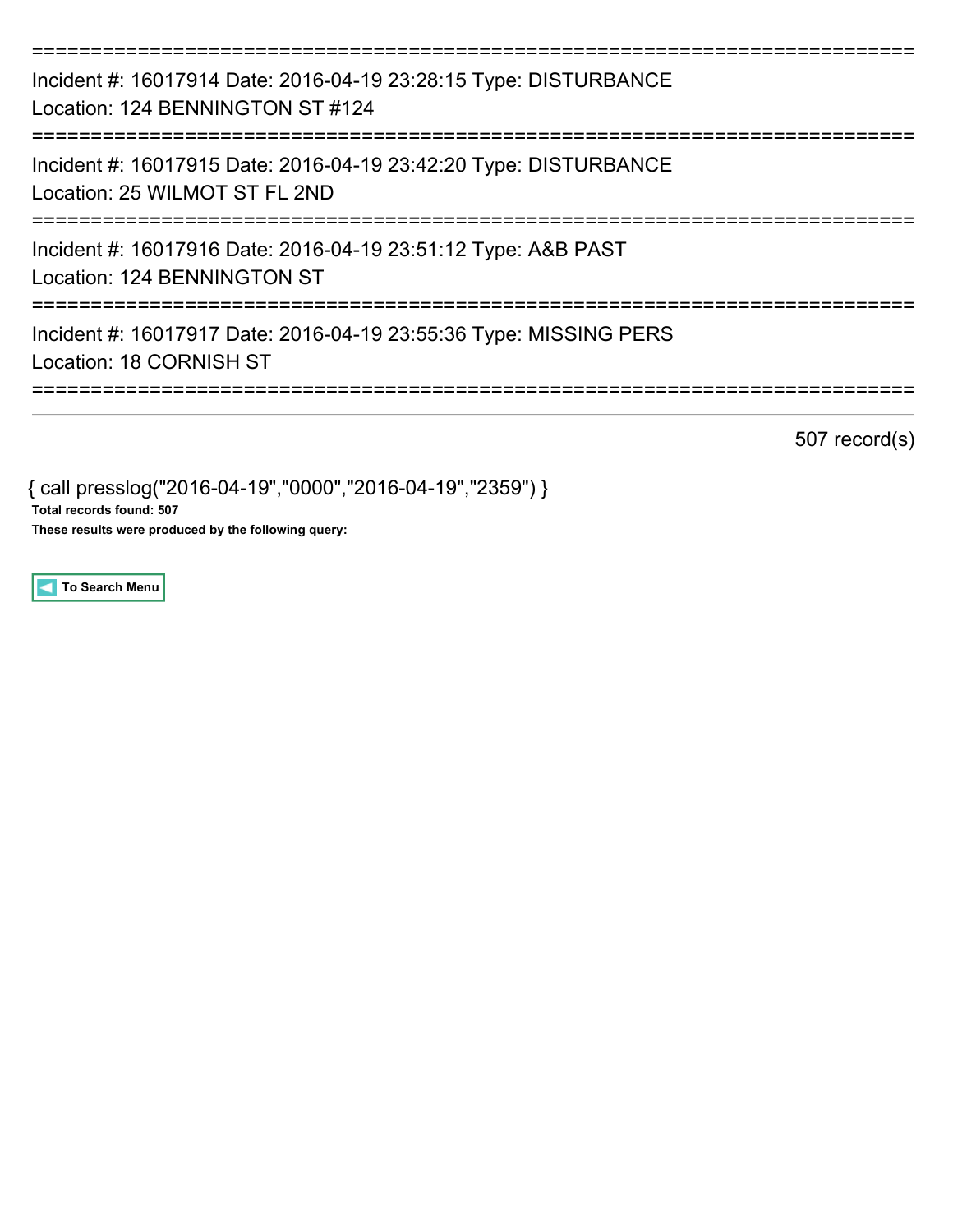===========================================================================

Incident #: 16017914 Date: 2016-04-19 23:28:15 Type: DISTURBANCE
Location: 124 BENNINGTON ST #124

===========================================================================

Incident #: 16017915 Date: 2016-04-19 23:42:20 Type: DISTURBANCE
Location: 25 WILMOT ST FL 2ND

===========================================================================

Incident #: 16017916 Date: 2016-04-19 23:51:12 Type: A&B PAST
Location: 124 BENNINGTON ST

===========================================================================

Incident #: 16017917 Date: 2016-04-19 23:55:36 Type: MISSING PERS
Location: 18 CORNISH ST

===========================================================================

---

507 record(s)

{ call presslog("2016-04-19","0000","2016-04-19","2359") }

**Total records found: 507**

**These results were produced by the following query:**

To Search Menu